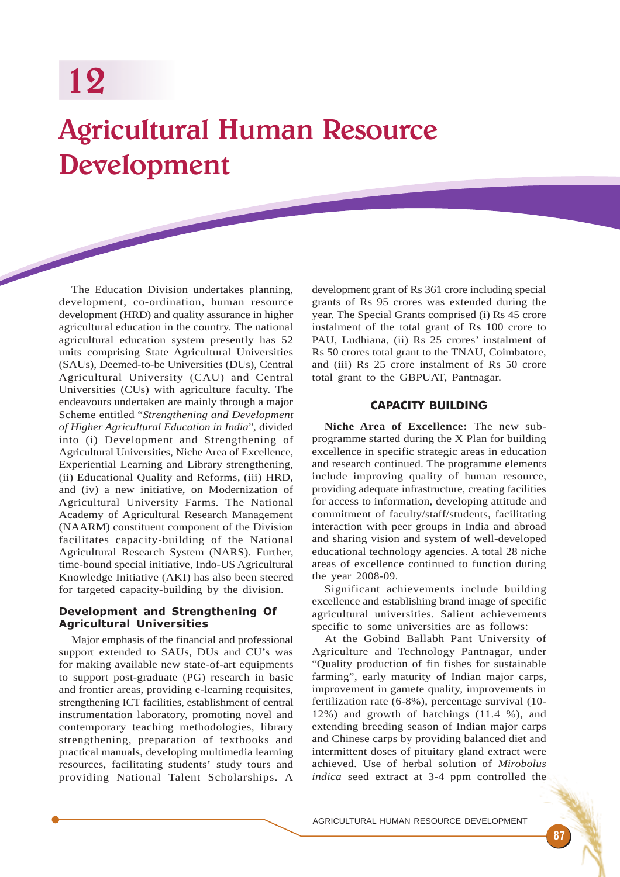# 12

# Agricultural Human Resource Development

The Education Division undertakes planning, development, co-ordination, human resource development (HRD) and quality assurance in higher agricultural education in the country. The national agricultural education system presently has 52 units comprising State Agricultural Universities (SAUs), Deemed-to-be Universities (DUs), Central Agricultural University (CAU) and Central Universities (CUs) with agriculture faculty. The endeavours undertaken are mainly through a major Scheme entitled "*Strengthening and Development of Higher Agricultural Education in India*", divided into (i) Development and Strengthening of Agricultural Universities, Niche Area of Excellence, Experiential Learning and Library strengthening, (ii) Educational Quality and Reforms, (iii) HRD, and (iv) a new initiative, on Modernization of Agricultural University Farms. The National Academy of Agricultural Research Management (NAARM) constituent component of the Division facilitates capacity-building of the National Agricultural Research System (NARS). Further, time-bound special initiative, Indo-US Agricultural Knowledge Initiative (AKI) has also been steered for targeted capacity-building by the division.

## Development and Strengthening Of Agricultural Universities

Major emphasis of the financial and professional support extended to SAUs, DUs and CU's was for making available new state-of-art equipments to support post-graduate (PG) research in basic and frontier areas, providing e-learning requisites, strengthening ICT facilities, establishment of central instrumentation laboratory, promoting novel and contemporary teaching methodologies, library strengthening, preparation of textbooks and practical manuals, developing multimedia learning resources, facilitating students' study tours and providing National Talent Scholarships. A development grant of Rs 361 crore including special grants of Rs 95 crores was extended during the year. The Special Grants comprised (i) Rs 45 crore instalment of the total grant of Rs 100 crore to PAU, Ludhiana, (ii) Rs 25 crores' instalment of Rs 50 crores total grant to the TNAU, Coimbatore, and (iii) Rs 25 crore instalment of Rs 50 crore total grant to the GBPUAT, Pantnagar.

## CAPACITY BUILDING

**Niche Area of Excellence:** The new sub-programme started during the X Plan for building excellence in specific strategic areas in education and research continued. The programme elements include improving quality of human resource, providing adequate infrastructure, creating facilities for access to information, developing attitude and commitment of faculty/staff/students, facilitating interaction with peer groups in India and abroad and sharing vision and system of well-developed educational technology agencies. A total 28 niche areas of excellence continued to function during the year 2008-09.

Significant achievements include building excellence and establishing brand image of specific agricultural universities. Salient achievements specific to some universities are as follows:

At the Gobind Ballabh Pant University of Agriculture and Technology Pantnagar, under "Quality production of fin fishes for sustainable farming", early maturity of Indian major carps, improvement in gamete quality, improvements in fertilization rate (6-8%), percentage survival (10-12%) and growth of hatchings (11.4 %), and extending breeding season of Indian major carps and Chinese carps by providing balanced diet and intermittent doses of pituitary gland extract were achieved. Use of herbal solution of *Mirobolus indica* seed extract at 3-4 ppm controlled the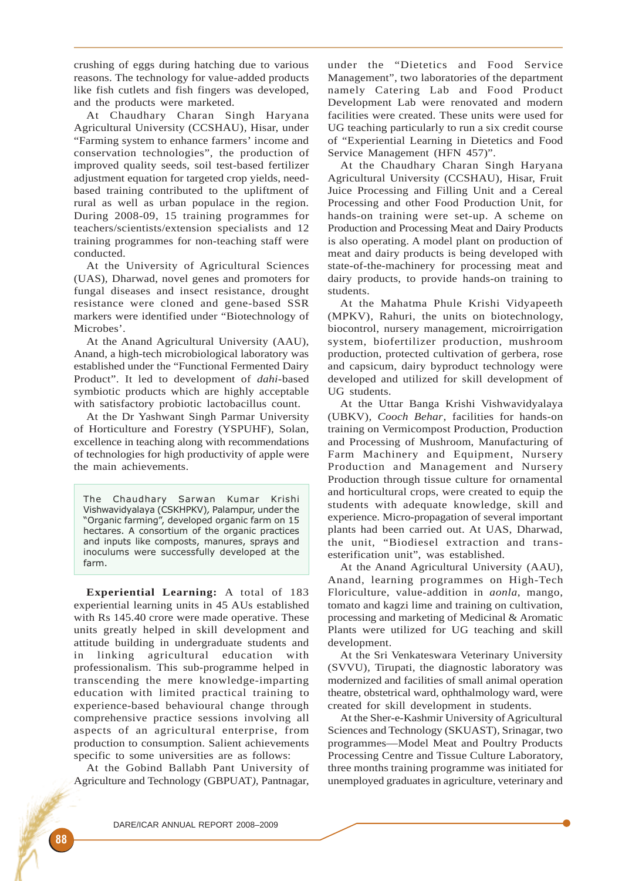crushing of eggs during hatching due to various reasons. The technology for value-added products like fish cutlets and fish fingers was developed, and the products were marketed.

At Chaudhary Charan Singh Haryana Agricultural University (CCSHAU), Hisar, under "Farming system to enhance farmers' income and conservation technologies", the production of improved quality seeds, soil test-based fertilizer adjustment equation for targeted crop yields, need-based training contributed to the upliftment of rural as well as urban populace in the region. During 2008-09, 15 training programmes for teachers/scientists/extension specialists and 12 training programmes for non-teaching staff were conducted.

At the University of Agricultural Sciences (UAS), Dharwad, novel genes and promoters for fungal diseases and insect resistance, drought resistance were cloned and gene-based SSR markers were identified under "Biotechnology of Microbes'.

At the Anand Agricultural University (AAU), Anand, a high-tech microbiological laboratory was established under the "Functional Fermented Dairy Product". It led to development of *dahi*-based symbiotic products which are highly acceptable with satisfactory probiotic lactobacillus count.

At the Dr Yashwant Singh Parmar University of Horticulture and Forestry (YSPUHF), Solan, excellence in teaching along with recommendations of technologies for high productivity of apple were the main achievements.

> The Chaudhary Sarwan Kumar Krishi Vishwavidyalaya (CSKHPKV), Palampur, under the "Organic farming", developed organic farm on 15 hectares. A consortium of the organic practices and inputs like composts, manures, sprays and inoculums were successfully developed at the farm.

**Experiential Learning:** A total of 183 experiential learning units in 45 AUs established with Rs 145.40 crore were made operative. These units greatly helped in skill development and attitude building in undergraduate students and in linking agricultural education with professionalism. This sub-programme helped in transcending the mere knowledge-imparting education with limited practical training to experience-based behavioural change through comprehensive practice sessions involving all aspects of an agricultural enterprise, from production to consumption. Salient achievements specific to some universities are as follows:

At the Gobind Ballabh Pant University of Agriculture and Technology (GBPUAT), Pantnagar, under the "Dietetics and Food Service Management", two laboratories of the department namely Catering Lab and Food Product Development Lab were renovated and modern facilities were created. These units were used for UG teaching particularly to run a six credit course of "Experiential Learning in Dietetics and Food Service Management (HFN 457)".

At the Chaudhary Charan Singh Haryana Agricultural University (CCSHAU), Hisar, Fruit Juice Processing and Filling Unit and a Cereal Processing and other Food Production Unit, for hands-on training were set-up. A scheme on Production and Processing Meat and Dairy Products is also operating. A model plant on production of meat and dairy products is being developed with state-of-the-machinery for processing meat and dairy products, to provide hands-on training to students.

At the Mahatma Phule Krishi Vidyapeeth (MPKV), Rahuri, the units on biotechnology, biocontrol, nursery management, microirrigation system, biofertilizer production, mushroom production, protected cultivation of gerbera, rose and capsicum, dairy byproduct technology were developed and utilized for skill development of UG students.

At the Uttar Banga Krishi Vishwavidyalaya (UBKV), *Cooch Behar*, facilities for hands-on training on Vermicompost Production, Production and Processing of Mushroom, Manufacturing of Farm Machinery and Equipment, Nursery Production and Management and Nursery Production through tissue culture for ornamental and horticultural crops, were created to equip the students with adequate knowledge, skill and experience. Micro-propagation of several important plants had been carried out. At UAS, Dharwad, the unit, "Biodiesel extraction and trans-esterification unit", was established.

At the Anand Agricultural University (AAU), Anand, learning programmes on High-Tech Floriculture, value-addition in *aonla*, mango, tomato and kagzi lime and training on cultivation, processing and marketing of Medicinal & Aromatic Plants were utilized for UG teaching and skill development.

At the Sri Venkateswara Veterinary University (SVVU), Tirupati, the diagnostic laboratory was modernized and facilities of small animal operation theatre, obstetrical ward, ophthalmology ward, were created for skill development in students.

At the Sher-e-Kashmir University of Agricultural Sciences and Technology (SKUAST), Srinagar, two programmes—Model Meat and Poultry Products Processing Centre and Tissue Culture Laboratory, three months training programme was initiated for unemployed graduates in agriculture, veterinary and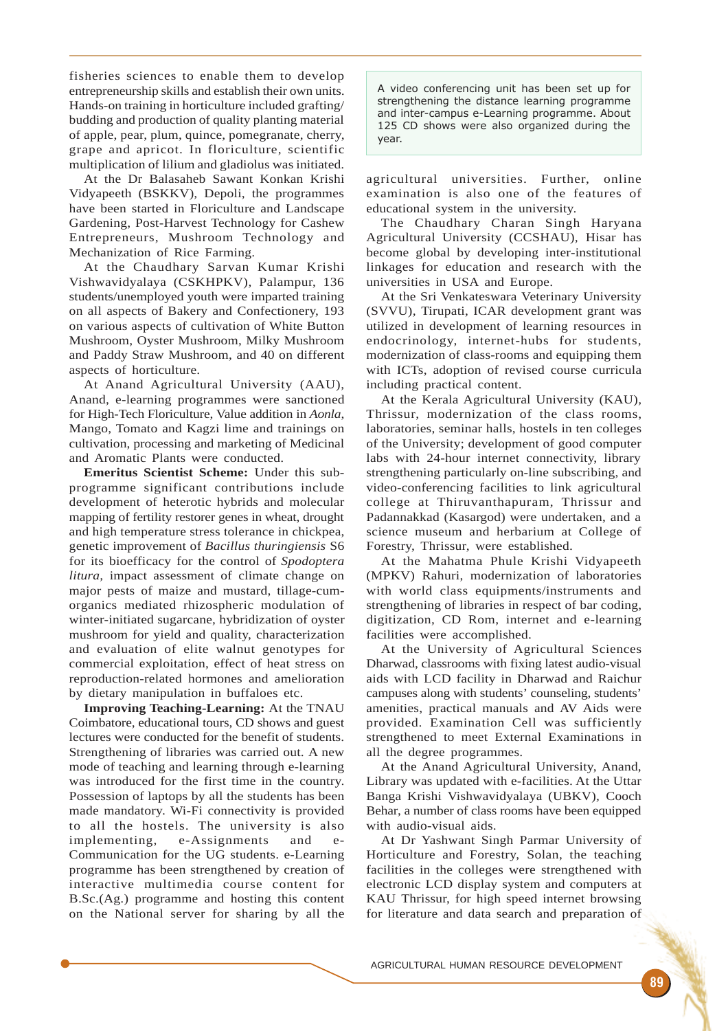fisheries sciences to enable them to develop entrepreneurship skills and establish their own units. Hands-on training in horticulture included grafting/ budding and production of quality planting material of apple, pear, plum, quince, pomegranate, cherry, grape and apricot. In floriculture, scientific multiplication of lilium and gladiolus was initiated.

At the Dr Balasaheb Sawant Konkan Krishi Vidyapeeth (BSKKV), Depoli, the programmes have been started in Floriculture and Landscape Gardening, Post-Harvest Technology for Cashew Entrepreneurs, Mushroom Technology and Mechanization of Rice Farming.

At the Chaudhary Sarvan Kumar Krishi Vishwavidyalaya (CSKHPKV), Palampur, 136 students/unemployed youth were imparted training on all aspects of Bakery and Confectionery, 193 on various aspects of cultivation of White Button Mushroom, Oyster Mushroom, Milky Mushroom and Paddy Straw Mushroom, and 40 on different aspects of horticulture.

At Anand Agricultural University (AAU), Anand, e-learning programmes were sanctioned for High-Tech Floriculture, Value addition in *Aonla*, Mango, Tomato and Kagzi lime and trainings on cultivation, processing and marketing of Medicinal and Aromatic Plants were conducted.

**Emeritus Scientist Scheme:** Under this sub-programme significant contributions include development of heterotic hybrids and molecular mapping of fertility restorer genes in wheat, drought and high temperature stress tolerance in chickpea, genetic improvement of *Bacillus thuringiensis* S6 for its bioefficacy for the control of *Spodoptera litura*, impact assessment of climate change on major pests of maize and mustard, tillage-cum-organics mediated rhizospheric modulation of winter-initiated sugarcane, hybridization of oyster mushroom for yield and quality, characterization and evaluation of elite walnut genotypes for commercial exploitation, effect of heat stress on reproduction-related hormones and amelioration by dietary manipulation in buffaloes etc.

**Improving Teaching-Learning:** At the TNAU Coimbatore, educational tours, CD shows and guest lectures were conducted for the benefit of students. Strengthening of libraries was carried out. A new mode of teaching and learning through e-learning was introduced for the first time in the country. Possession of laptops by all the students has been made mandatory. Wi-Fi connectivity is provided to all the hostels. The university is also implementing, e-Assignments and e-Communication for the UG students. e-Learning programme has been strengthened by creation of interactive multimedia course content for B.Sc.(Ag.) programme and hosting this content on the National server for sharing by all the agricultural universities. Further, online examination is also one of the features of educational system in the university.

> A video conferencing unit has been set up for strengthening the distance learning programme and inter-campus e-Learning programme. About 125 CD shows were also organized during the year.

The Chaudhary Charan Singh Haryana Agricultural University (CCSHAU), Hisar has become global by developing inter-institutional linkages for education and research with the universities in USA and Europe.

At the Sri Venkateswara Veterinary University (SVVU), Tirupati, ICAR development grant was utilized in development of learning resources in endocrinology, internet-hubs for students, modernization of class-rooms and equipping them with ICTs, adoption of revised course curricula including practical content.

At the Kerala Agricultural University (KAU), Thrissur, modernization of the class rooms, laboratories, seminar halls, hostels in ten colleges of the University; development of good computer labs with 24-hour internet connectivity, library strengthening particularly on-line subscribing, and video-conferencing facilities to link agricultural college at Thiruvanthapuram, Thrissur and Padannakkad (Kasargod) were undertaken, and a science museum and herbarium at College of Forestry, Thrissur, were established.

At the Mahatma Phule Krishi Vidyapeeth (MPKV) Rahuri, modernization of laboratories with world class equipments/instruments and strengthening of libraries in respect of bar coding, digitization, CD Rom, internet and e-learning facilities were accomplished.

At the University of Agricultural Sciences Dharwad, classrooms with fixing latest audio-visual aids with LCD facility in Dharwad and Raichur campuses along with students' counseling, students' amenities, practical manuals and AV Aids were provided. Examination Cell was sufficiently strengthened to meet External Examinations in all the degree programmes.

At the Anand Agricultural University, Anand, Library was updated with e-facilities. At the Uttar Banga Krishi Vishwavidyalaya (UBKV), Cooch Behar, a number of class rooms have been equipped with audio-visual aids.

At Dr Yashwant Singh Parmar University of Horticulture and Forestry, Solan, the teaching facilities in the colleges were strengthened with electronic LCD display system and computers at KAU Thrissur, for high speed internet browsing for literature and data search and preparation of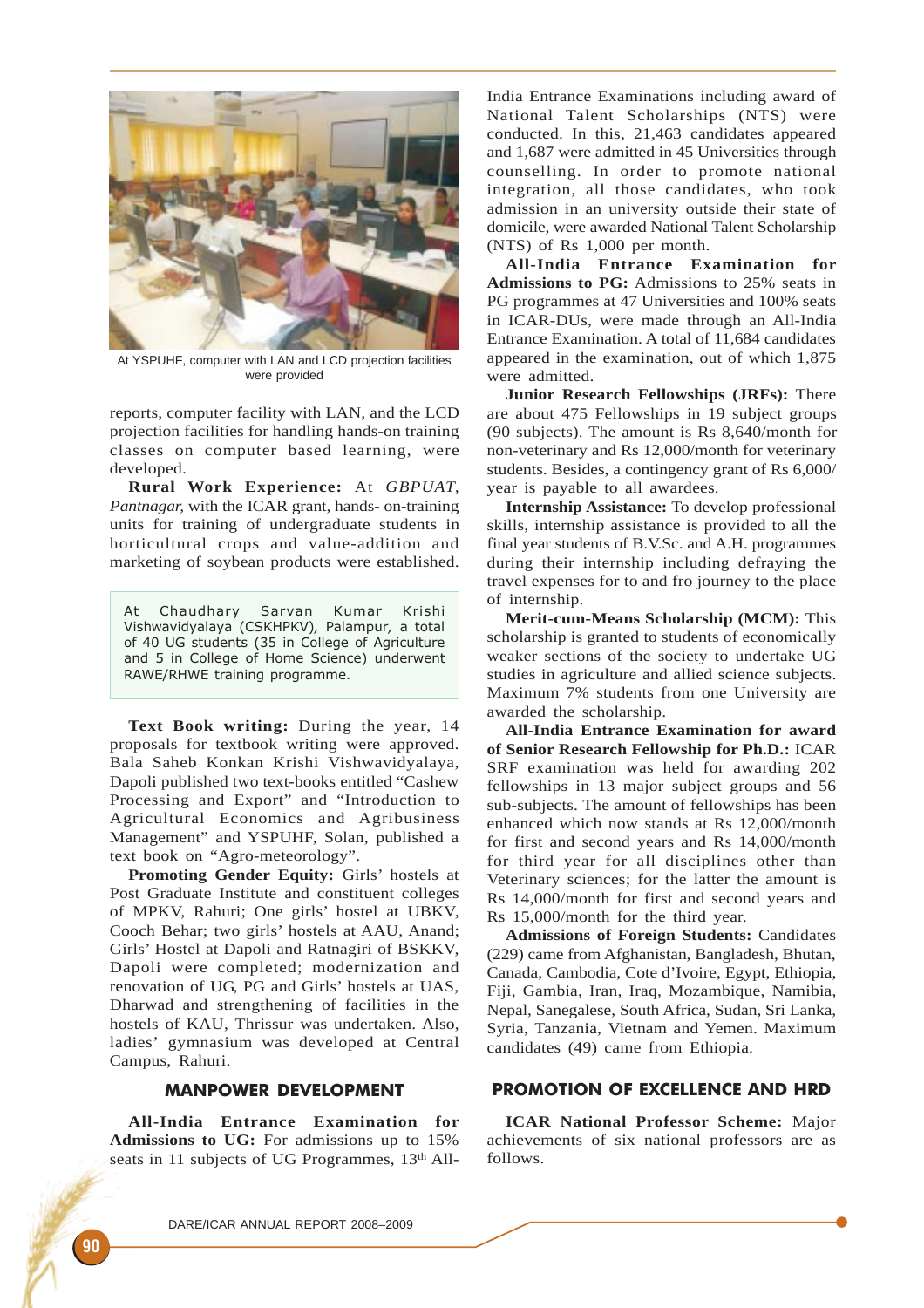At YSPUHF, computer with LAN and LCD projection facilities were provided

reports, computer facility with LAN, and the LCD projection facilities for handling hands-on training classes on computer based learning, were developed.

**Rural Work Experience:** At *GBPUAT, Pantnagar*, with the ICAR grant, hands- on-training units for training of undergraduate students in horticultural crops and value-addition and marketing of soybean products were established.

> At Chaudhary Sarvan Kumar Krishi Vishwavidyalaya (CSKHPKV), Palampur, a total of 40 UG students (35 in College of Agriculture and 5 in College of Home Science) underwent RAWE/RHWE training programme.

**Text Book writing:** During the year, 14 proposals for textbook writing were approved. Bala Saheb Konkan Krishi Vishwavidyalaya, Dapoli published two text-books entitled "Cashew Processing and Export" and "Introduction to Agricultural Economics and Agribusiness Management" and YSPUHF, Solan, published a text book on "Agro-meteorology".

**Promoting Gender Equity:** Girls' hostels at Post Graduate Institute and constituent colleges of MPKV, Rahuri; One girls' hostel at UBKV, Cooch Behar; two girls' hostels at AAU, Anand; Girls' Hostel at Dapoli and Ratnagiri of BSKKV, Dapoli were completed; modernization and renovation of UG, PG and Girls' hostels at UAS, Dharwad and strengthening of facilities in the hostels of KAU, Thrissur was undertaken. Also, ladies' gymnasium was developed at Central Campus, Rahuri.

## MANPOWER DEVELOPMENT

**All-India Entrance Examination for Admissions to UG:** For admissions up to 15% seats in 11 subjects of UG Programmes, 13th All-India Entrance Examinations including award of National Talent Scholarships (NTS) were conducted. In this, 21,463 candidates appeared and 1,687 were admitted in 45 Universities through counselling. In order to promote national integration, all those candidates, who took admission in an university outside their state of domicile, were awarded National Talent Scholarship (NTS) of Rs 1,000 per month.

**All-India Entrance Examination for Admissions to PG:** Admissions to 25% seats in PG programmes at 47 Universities and 100% seats in ICAR-DUs, were made through an All-India Entrance Examination. A total of 11,684 candidates appeared in the examination, out of which 1,875 were admitted.

**Junior Research Fellowships (JRFs):** There are about 475 Fellowships in 19 subject groups (90 subjects). The amount is Rs 8,640/month for non-veterinary and Rs 12,000/month for veterinary students. Besides, a contingency grant of Rs 6,000/ year is payable to all awardees.

**Internship Assistance:** To develop professional skills, internship assistance is provided to all the final year students of B.V.Sc. and A.H. programmes during their internship including defraying the travel expenses for to and fro journey to the place of internship.

**Merit-cum-Means Scholarship (MCM):** This scholarship is granted to students of economically weaker sections of the society to undertake UG studies in agriculture and allied science subjects. Maximum 7% students from one University are awarded the scholarship.

**All-India Entrance Examination for award of Senior Research Fellowship for Ph.D.:** ICAR SRF examination was held for awarding 202 fellowships in 13 major subject groups and 56 sub-subjects. The amount of fellowships has been enhanced which now stands at Rs 12,000/month for first and second years and Rs 14,000/month for third year for all disciplines other than Veterinary sciences; for the latter the amount is Rs 14,000/month for first and second years and Rs 15,000/month for the third year.

**Admissions of Foreign Students:** Candidates (229) came from Afghanistan, Bangladesh, Bhutan, Canada, Cambodia, Cote d'Ivoire, Egypt, Ethiopia, Fiji, Gambia, Iran, Iraq, Mozambique, Namibia, Nepal, Sanegalese, South Africa, Sudan, Sri Lanka, Syria, Tanzania, Vietnam and Yemen. Maximum candidates (49) came from Ethiopia.

## PROMOTION OF EXCELLENCE AND HRD

**ICAR National Professor Scheme:** Major achievements of six national professors are as follows.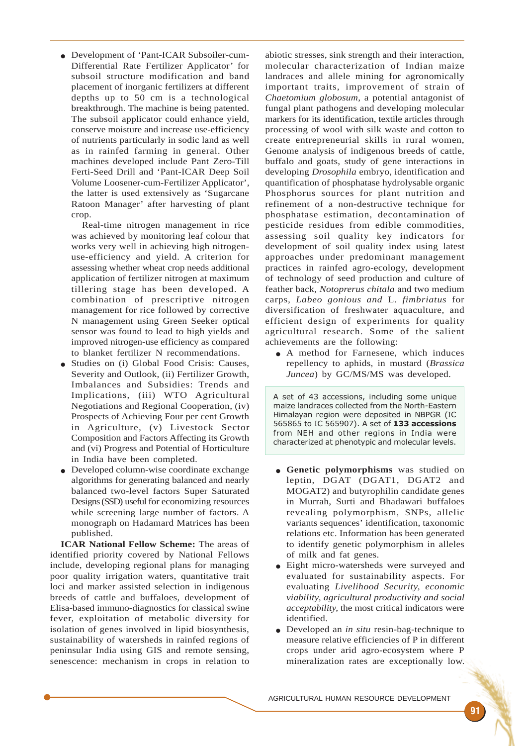- Development of 'Pant-ICAR Subsoiler-cum-Differential Rate Fertilizer Applicator' for subsoil structure modification and band placement of inorganic fertilizers at different depths up to 50 cm is a technological breakthrough. The machine is being patented. The subsoil applicator could enhance yield, conserve moisture and increase use-efficiency of nutrients particularly in sodic land as well as in rainfed farming in general. Other machines developed include Pant Zero-Till Ferti-Seed Drill and 'Pant-ICAR Deep Soil Volume Loosener-cum-Fertilizer Applicator', the latter is used extensively as 'Sugarcane Ratoon Manager' after harvesting of plant crop.

  Real-time nitrogen management in rice was achieved by monitoring leaf colour that works very well in achieving high nitrogen-use-efficiency and yield. A criterion for assessing whether wheat crop needs additional application of fertilizer nitrogen at maximum tillering stage has been developed. A combination of prescriptive nitrogen management for rice followed by corrective N management using Green Seeker optical sensor was found to lead to high yields and improved nitrogen-use efficiency as compared to blanket fertilizer N recommendations.
- Studies on (i) Global Food Crisis: Causes, Severity and Outlook, (ii) Fertilizer Growth, Imbalances and Subsidies: Trends and Implications, (iii) WTO Agricultural Negotiations and Regional Cooperation, (iv) Prospects of Achieving Four per cent Growth in Agriculture, (v) Livestock Sector Composition and Factors Affecting its Growth and (vi) Progress and Potential of Horticulture in India have been completed.
- Developed column-wise coordinate exchange algorithms for generating balanced and nearly balanced two-level factors Super Saturated Designs (SSD) useful for economizing resources while screening large number of factors. A monograph on Hadamard Matrices has been published.

**ICAR National Fellow Scheme:** The areas of identified priority covered by National Fellows include, developing regional plans for managing poor quality irrigation waters, quantitative trait loci and marker assisted selection in indigenous breeds of cattle and buffaloes, development of Elisa-based immuno-diagnostics for classical swine fever, exploitation of metabolic diversity for isolation of genes involved in lipid biosynthesis, sustainability of watersheds in rainfed regions of peninsular India using GIS and remote sensing, senescence: mechanism in crops in relation to abiotic stresses, sink strength and their interaction, molecular characterization of Indian maize landraces and allele mining for agronomically important traits, improvement of strain of *Chaetomium globosum*, a potential antagonist of fungal plant pathogens and developing molecular markers for its identification, textile articles through processing of wool with silk waste and cotton to create entrepreneurial skills in rural women, Genome analysis of indigenous breeds of cattle, buffalo and goats, study of gene interactions in developing *Drosophila* embryo, identification and quantification of phosphatase hydrolysable organic Phosphorus sources for plant nutrition and refinement of a non-destructive technique for phosphatase estimation, decontamination of pesticide residues from edible commodities, assessing soil quality key indicators for development of soil quality index using latest approaches under predominant management practices in rainfed agro-ecology, development of technology of seed production and culture of feather back, *Notoprerus chitala* and two medium carps, *Labeo gonious and* L. *fimbriatus* for diversification of freshwater aquaculture, and efficient design of experiments for quality agricultural research. Some of the salient achievements are the following:

- A method for Farnesene, which induces repellency to aphids, in mustard (*Brassica Juncea*) by GC/MS/MS was developed.

> A set of 43 accessions, including some unique maize landraces collected from the North-Eastern Himalayan region were deposited in NBPGR (IC 565865 to IC 565907). A set of **133 accessions** from NEH and other regions in India were characterized at phenotypic and molecular levels.

- **Genetic polymorphisms** was studied on leptin, DGAT (DGAT1, DGAT2 and MOGAT2) and butyrophilin candidate genes in Murrah, Surti and Bhadawari buffaloes revealing polymorphism, SNPs, allelic variants sequences' identification, taxonomic relations etc. Information has been generated to identify genetic polymorphism in alleles of milk and fat genes.
- Eight micro-watersheds were surveyed and evaluated for sustainability aspects. For evaluating *Livelihood Security, economic viability, agricultural productivity and social acceptability,* the most critical indicators were identified.
- Developed an *in situ* resin-bag-technique to measure relative efficiencies of P in different crops under arid agro-ecosystem where P mineralization rates are exceptionally low.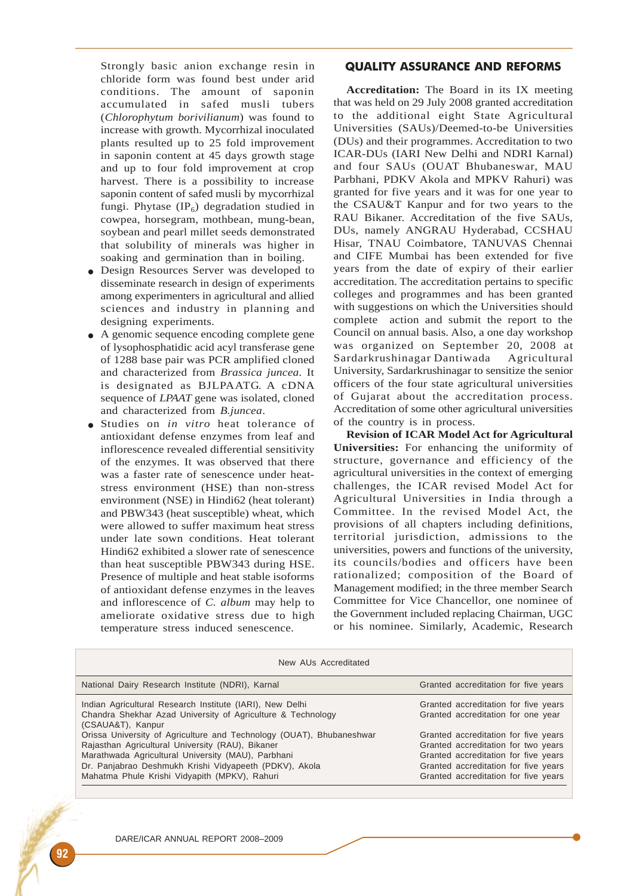Strongly basic anion exchange resin in chloride form was found best under arid conditions. The amount of saponin accumulated in safed musli tubers (*Chlorophytum borivilianum*) was found to increase with growth. Mycorrhizal inoculated plants resulted up to 25 fold improvement in saponin content at 45 days growth stage and up to four fold improvement at crop harvest. There is a possibility to increase saponin content of safed musli by mycorrhizal fungi. Phytase ($IP_6$) degradation studied in cowpea, horsegram, mothbean, mung-bean, soybean and pearl millet seeds demonstrated that solubility of minerals was higher in soaking and germination than in boiling.

- Design Resources Server was developed to disseminate research in design of experiments among experimenters in agricultural and allied sciences and industry in planning and designing experiments.
- A genomic sequence encoding complete gene of lysophosphatidic acid acyl transferase gene of 1288 base pair was PCR amplified cloned and characterized from *Brassica juncea*. It is designated as BJLPAATG. A cDNA sequence of *LPAAT* gene was isolated, cloned and characterized from *B.juncea*.
- Studies on *in vitro* heat tolerance of antioxidant defense enzymes from leaf and inflorescence revealed differential sensitivity of the enzymes. It was observed that there was a faster rate of senescence under heat-stress environment (HSE) than non-stress environment (NSE) in Hindi62 (heat tolerant) and PBW343 (heat susceptible) wheat, which were allowed to suffer maximum heat stress under late sown conditions. Heat tolerant Hindi62 exhibited a slower rate of senescence than heat susceptible PBW343 during HSE. Presence of multiple and heat stable isoforms of antioxidant defense enzymes in the leaves and inflorescence of *C. album* may help to ameliorate oxidative stress due to high temperature stress induced senescence.

## QUALITY ASSURANCE AND REFORMS

**Accreditation:** The Board in its IX meeting that was held on 29 July 2008 granted accreditation to the additional eight State Agricultural Universities (SAUs)/Deemed-to-be Universities (DUs) and their programmes. Accreditation to two ICAR-DUs (IARI New Delhi and NDRI Karnal) and four SAUs (OUAT Bhubaneswar, MAU Parbhani, PDKV Akola and MPKV Rahuri) was granted for five years and it was for one year to the CSAU&T Kanpur and for two years to the RAU Bikaner. Accreditation of the five SAUs, DUs, namely ANGRAU Hyderabad, CCSHAU Hisar, TNAU Coimbatore, TANUVAS Chennai and CIFE Mumbai has been extended for five years from the date of expiry of their earlier accreditation. The accreditation pertains to specific colleges and programmes and has been granted with suggestions on which the Universities should complete action and submit the report to the Council on annual basis. Also, a one day workshop was organized on September 20, 2008 at Sardarkrushinagar Dantiwada Agricultural University, Sardarkrushinagar to sensitize the senior officers of the four state agricultural universities of Gujarat about the accreditation process. Accreditation of some other agricultural universities of the country is in process.

**Revision of ICAR Model Act for Agricultural Universities:** For enhancing the uniformity of structure, governance and efficiency of the agricultural universities in the context of emerging challenges, the ICAR revised Model Act for Agricultural Universities in India through a Committee. In the revised Model Act, the provisions of all chapters including definitions, territorial jurisdiction, admissions to the universities, powers and functions of the university, its councils/bodies and officers have been rationalized; composition of the Board of Management modified; in the three member Search Committee for Vice Chancellor, one nominee of the Government included replacing Chairman, UGC or his nominee. Similarly, Academic, Research

| New AUs Accredited | |
|---|---|
| National Dairy Research Institute (NDRI), Karnal | Granted accreditation for five years |
| Indian Agricultural Research Institute (IARI), New Delhi | Granted accreditation for five years |
| Chandra Shekhar Azad University of Agriculture & Technology (CSAUA&T), Kanpur | Granted accreditation for one year |
| Orissa University of Agriculture and Technology (OUAT), Bhubaneshwar | Granted accreditation for five years |
| Rajasthan Agricultural University (RAU), Bikaner | Granted accreditation for two years |
| Marathwada Agricultural University (MAU), Parbhani | Granted accreditation for five years |
| Dr. Panjabrao Deshmukh Krishi Vidyapeeth (PDKV), Akola | Granted accreditation for five years |
| Mahatma Phule Krishi Vidyapith (MPKV), Rahuri | Granted accreditation for five years |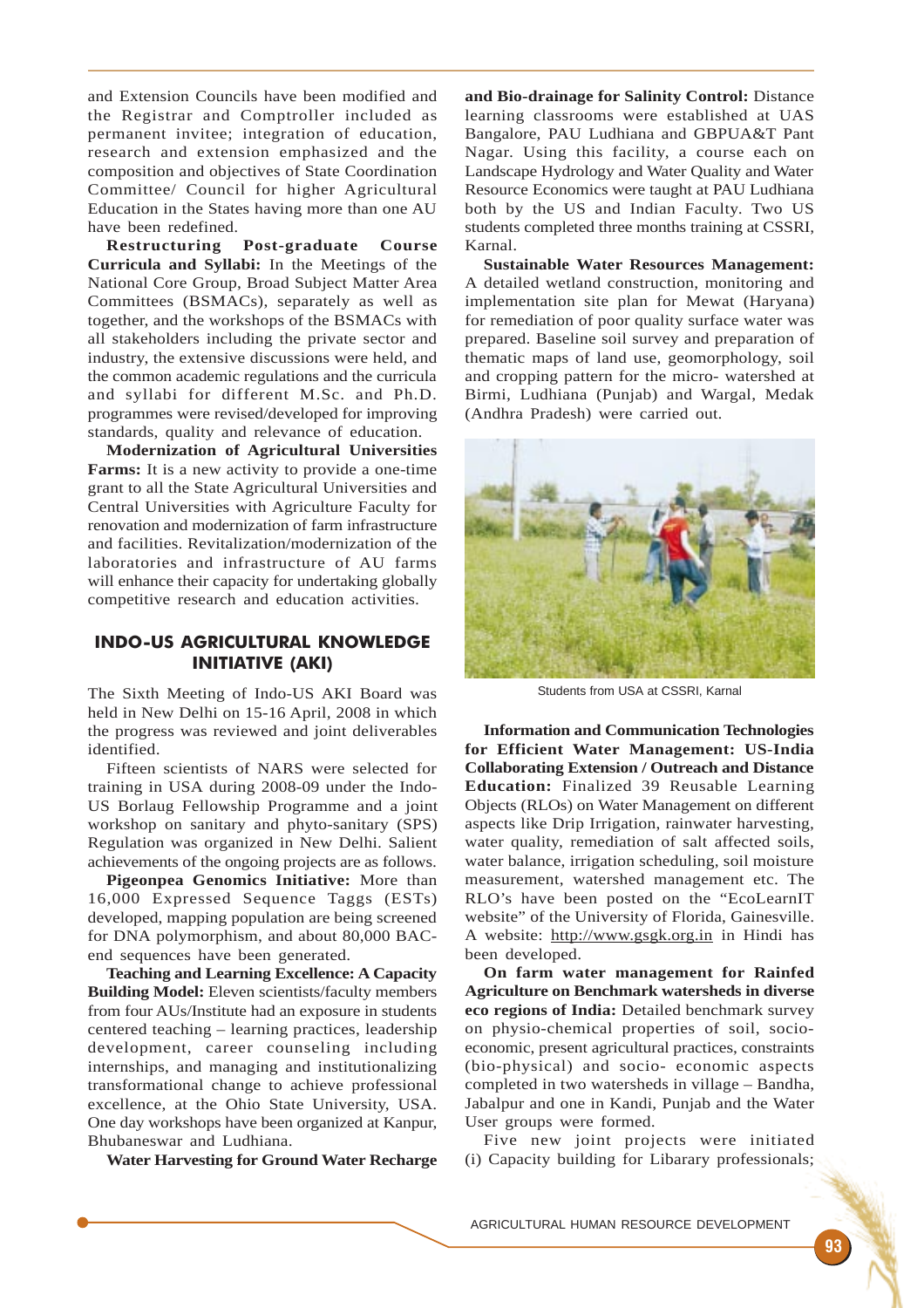and Extension Councils have been modified and the Registrar and Comptroller included as permanent invitee; integration of education, research and extension emphasized and the composition and objectives of State Coordination Committee/ Council for higher Agricultural Education in the States having more than one AU have been redefined.

**Restructuring Post-graduate Course Curricula and Syllabi:** In the Meetings of the National Core Group, Broad Subject Matter Area Committees (BSMACs), separately as well as together, and the workshops of the BSMACs with all stakeholders including the private sector and industry, the extensive discussions were held, and the common academic regulations and the curricula and syllabi for different M.Sc. and Ph.D. programmes were revised/developed for improving standards, quality and relevance of education.

**Modernization of Agricultural Universities Farms:** It is a new activity to provide a one-time grant to all the State Agricultural Universities and Central Universities with Agriculture Faculty for renovation and modernization of farm infrastructure and facilities. Revitalization/modernization of the laboratories and infrastructure of AU farms will enhance their capacity for undertaking globally competitive research and education activities.

## INDO-US AGRICULTURAL KNOWLEDGE INITIATIVE (AKI)

The Sixth Meeting of Indo-US AKI Board was held in New Delhi on 15-16 April, 2008 in which the progress was reviewed and joint deliverables identified.

Fifteen scientists of NARS were selected for training in USA during 2008-09 under the Indo-US Borlaug Fellowship Programme and a joint workshop on sanitary and phyto-sanitary (SPS) Regulation was organized in New Delhi. Salient achievements of the ongoing projects are as follows.

**Pigeonpea Genomics Initiative:** More than 16,000 Expressed Sequence Taggs (ESTs) developed, mapping population are being screened for DNA polymorphism, and about 80,000 BAC-end sequences have been generated.

**Teaching and Learning Excellence: A Capacity Building Model:** Eleven scientists/faculty members from four AUs/Institute had an exposure in students centered teaching – learning practices, leadership development, career counseling including internships, and managing and institutionalizing transformational change to achieve professional excellence, at the Ohio State University, USA. One day workshops have been organized at Kanpur, Bhubaneswar and Ludhiana.

**Water Harvesting for Ground Water Recharge and Bio-drainage for Salinity Control:** Distance learning classrooms were established at UAS Bangalore, PAU Ludhiana and GBPUA&T Pant Nagar. Using this facility, a course each on Landscape Hydrology and Water Quality and Water Resource Economics were taught at PAU Ludhiana both by the US and Indian Faculty. Two US students completed three months training at CSSRI, Karnal.

**Sustainable Water Resources Management:** A detailed wetland construction, monitoring and implementation site plan for Mewat (Haryana) for remediation of poor quality surface water was prepared. Baseline soil survey and preparation of thematic maps of land use, geomorphology, soil and cropping pattern for the micro- watershed at Birmi, Ludhiana (Punjab) and Wargal, Medak (Andhra Pradesh) were carried out.

Students from USA at CSSRI, Karnal

**Information and Communication Technologies for Efficient Water Management: US-India Collaborating Extension / Outreach and Distance Education:** Finalized 39 Reusable Learning Objects (RLOs) on Water Management on different aspects like Drip Irrigation, rainwater harvesting, water quality, remediation of salt affected soils, water balance, irrigation scheduling, soil moisture measurement, watershed management etc. The RLO's have been posted on the "EcoLearnIT website" of the University of Florida, Gainesville. A website: http://www.gsgk.org.in in Hindi has been developed.

**On farm water management for Rainfed Agriculture on Benchmark watersheds in diverse eco regions of India:** Detailed benchmark survey on physio-chemical properties of soil, socio-economic, present agricultural practices, constraints (bio-physical) and socio- economic aspects completed in two watersheds in village – Bandha, Jabalpur and one in Kandi, Punjab and the Water User groups were formed.

Five new joint projects were initiated (i) Capacity building for Libarary professionals;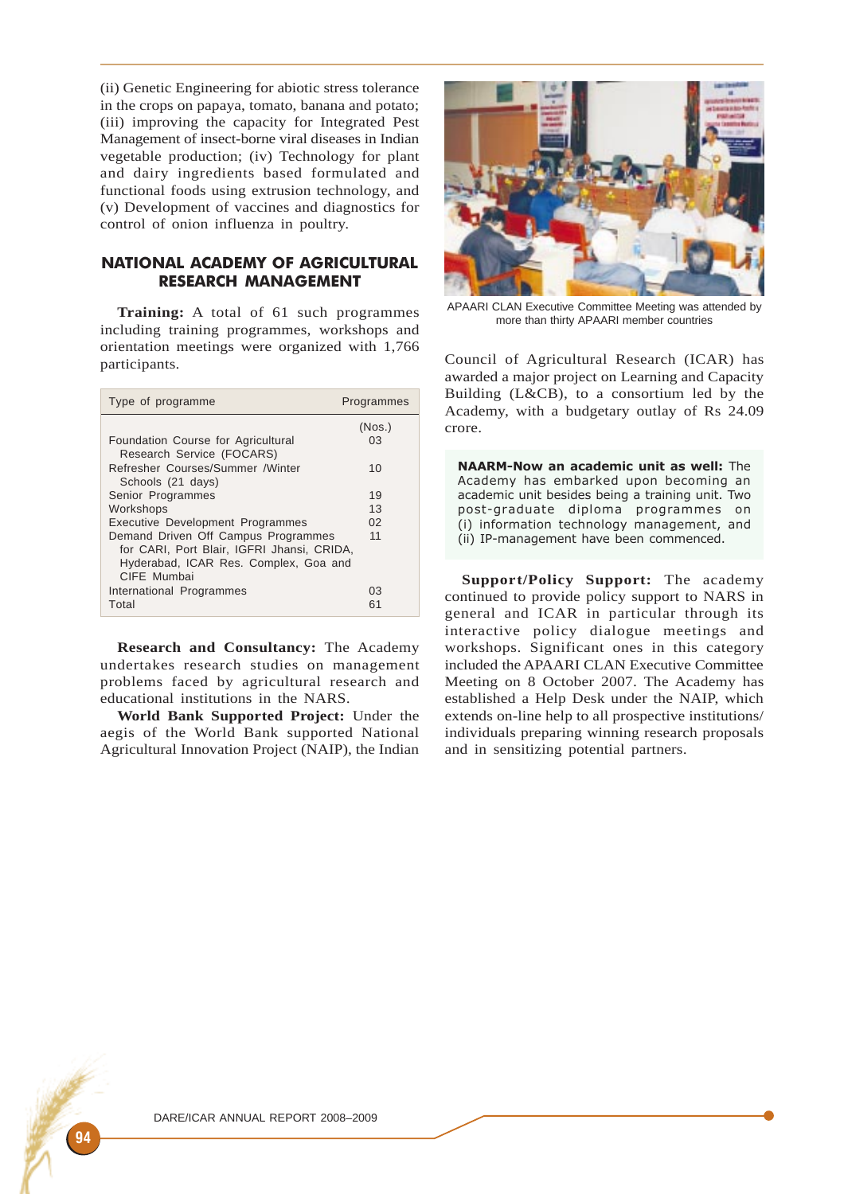(ii) Genetic Engineering for abiotic stress tolerance in the crops on papaya, tomato, banana and potato; (iii) improving the capacity for Integrated Pest Management of insect-borne viral diseases in Indian vegetable production; (iv) Technology for plant and dairy ingredients based formulated and functional foods using extrusion technology, and (v) Development of vaccines and diagnostics for control of onion influenza in poultry.

## NATIONAL ACADEMY OF AGRICULTURAL RESEARCH MANAGEMENT

**Training:** A total of 61 such programmes including training programmes, workshops and orientation meetings were organized with 1,766 participants.

| Type of programme | Programmes |
|---|---|
| | (Nos.) |
| Foundation Course for Agricultural Research Service (FOCARS) | 03 |
| Refresher Courses/Summer /Winter Schools (21 days) | 10 |
| Senior Programmes | 19 |
| Workshops | 13 |
| Executive Development Programmes | 02 |
| Demand Driven Off Campus Programmes for CARI, Port Blair, IGFRI Jhansi, CRIDA, Hyderabad, ICAR Res. Complex, Goa and CIFE Mumbai | 11 |
| International Programmes | 03 |
| Total | 61 |

**Research and Consultancy:** The Academy undertakes research studies on management problems faced by agricultural research and educational institutions in the NARS.

**World Bank Supported Project:** Under the aegis of the World Bank supported National Agricultural Innovation Project (NAIP), the Indian Council of Agricultural Research (ICAR) has awarded a major project on Learning and Capacity Building (L&CB), to a consortium led by the Academy, with a budgetary outlay of Rs 24.09 crore.

APAARI CLAN Executive Committee Meeting was attended by more than thirty APAARI member countries

**NAARM-Now an academic unit as well:** The Academy has embarked upon becoming an academic unit besides being a training unit. Two post-graduate diploma programmes on (i) information technology management, and (ii) IP-management have been commenced.

**Support/Policy Support:** The academy continued to provide policy support to NARS in general and ICAR in particular through its interactive policy dialogue meetings and workshops. Significant ones in this category included the APAARI CLAN Executive Committee Meeting on 8 October 2007. The Academy has established a Help Desk under the NAIP, which extends on-line help to all prospective institutions/ individuals preparing winning research proposals and in sensitizing potential partners.